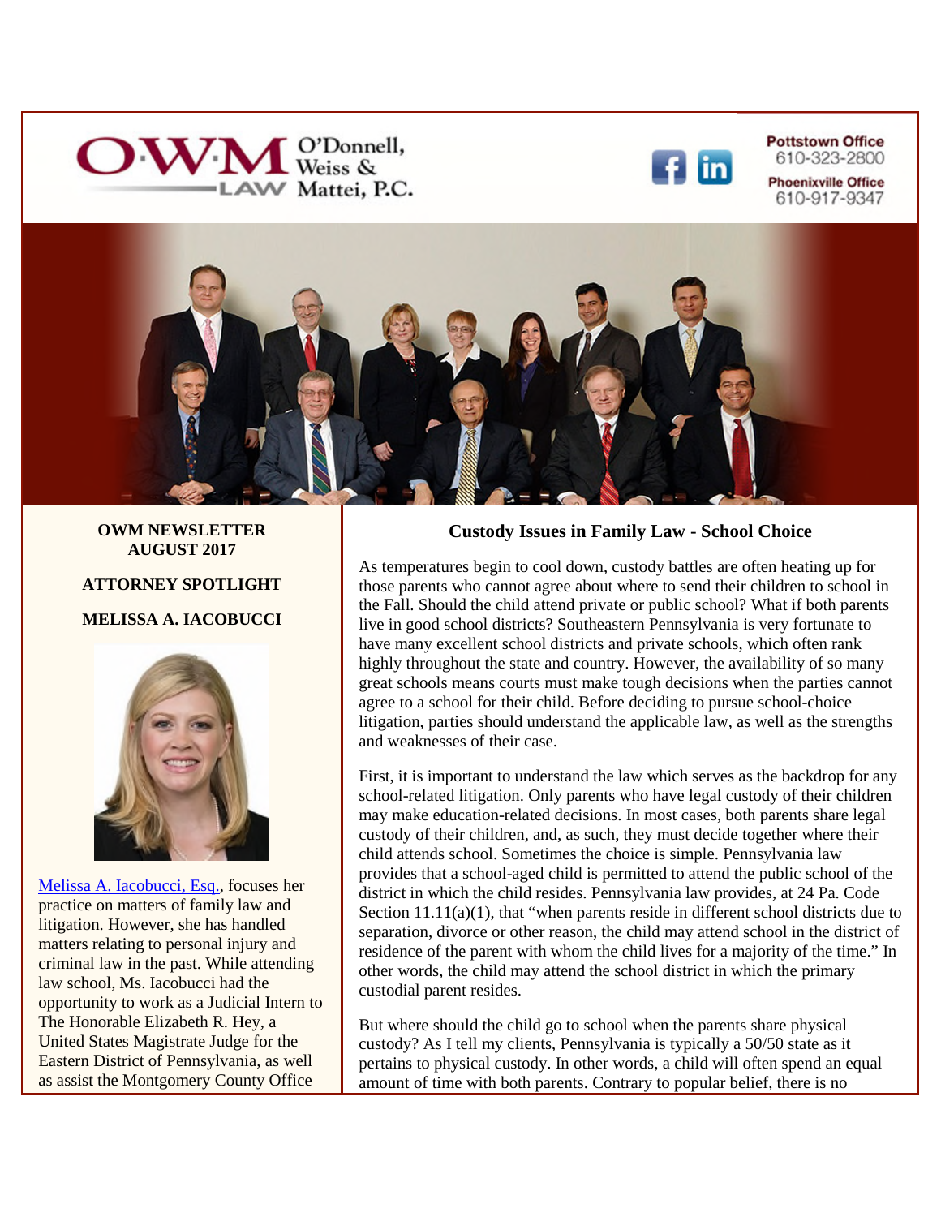O'Donnell, Weiss & Mattei, P.C. LAW

Pottstown Office 610-323-2800

Phoenixville Office 610-917-9347

**OWM NEWSLETTER AUGUST 2017**

**ATTORNEY SPOTLIGHT**

**MELISSA A. IACOBUCCI**

Melissa A. Iacobucci, Esq., focuses her practice on matters of family law and litigation. However, she has handled matters relating to personal injury and criminal law in the past. While attending law school, Ms. Iacobucci had the opportunity to work as a Judicial Intern to The Honorable Elizabeth R. Hey, a United States Magistrate Judge for the Eastern District of Pennsylvania, as well as assist the Montgomery County Office

## Custody Issues in Family Law - School Choice

As temperatures begin to cool down, custody battles are often heating up for those parents who cannot agree about where to send their children to school in the Fall. Should the child attend private or public school? What if both parents live in good school districts? Southeastern Pennsylvania is very fortunate to have many excellent school districts and private schools, which often rank highly throughout the state and country. However, the availability of so many great schools means courts must make tough decisions when the parties cannot agree to a school for their child. Before deciding to pursue school-choice litigation, parties should understand the applicable law, as well as the strengths and weaknesses of their case.

First, it is important to understand the law which serves as the backdrop for any school-related litigation. Only parents who have legal custody of their children may make education-related decisions. In most cases, both parents share legal custody of their children, and, as such, they must decide together where their child attends school. Sometimes the choice is simple. Pennsylvania law provides that a school-aged child is permitted to attend the public school of the district in which the child resides. Pennsylvania law provides, at 24 Pa. Code Section 11.11(a)(1), that "when parents reside in different school districts due to separation, divorce or other reason, the child may attend school in the district of residence of the parent with whom the child lives for a majority of the time." In other words, the child may attend the school district in which the primary custodial parent resides.

But where should the child go to school when the parents share physical custody? As I tell my clients, Pennsylvania is typically a 50/50 state as it pertains to physical custody. In other words, a child will often spend an equal amount of time with both parents. Contrary to popular belief, there is no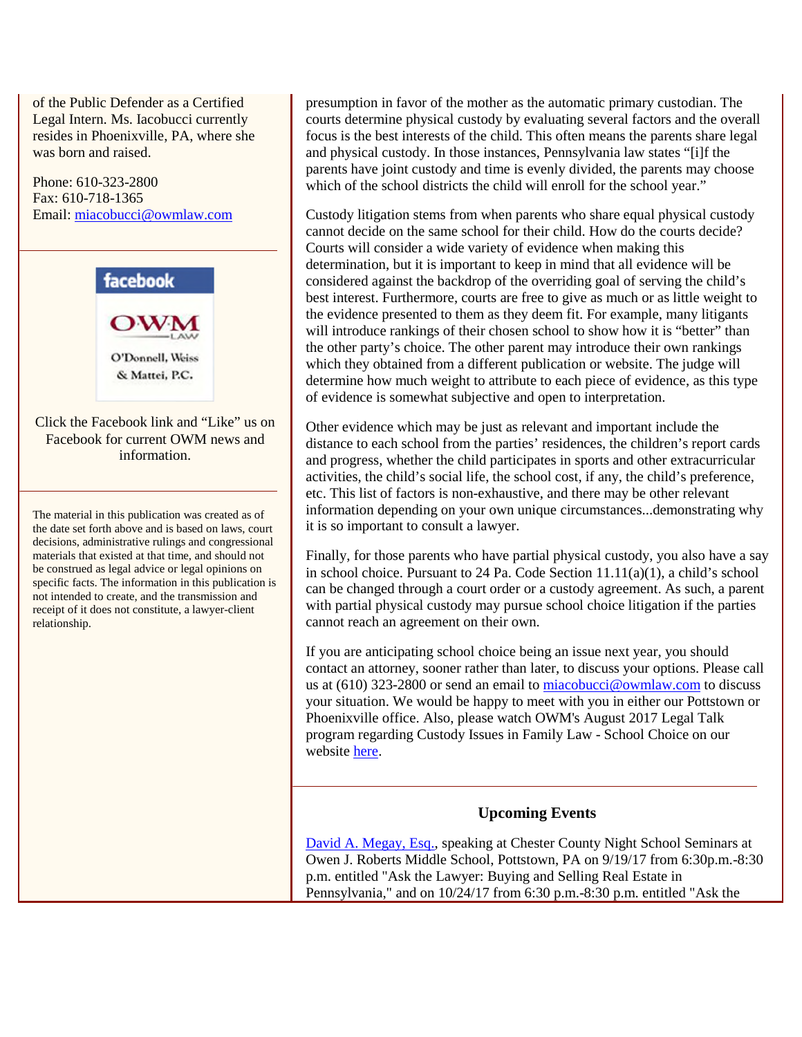of the Public Defender as a Certified Legal Intern. Ms. Iacobucci currently resides in Phoenixville, PA, where she was born and raised.

Phone: 610-323-2800
Fax: 610-718-1365
Email: miacobucci@owmlaw.com

Click the Facebook link and "Like" us on Facebook for current OWM news and information.

The material in this publication was created as of the date set forth above and is based on laws, court decisions, administrative rulings and congressional materials that existed at that time, and should not be construed as legal advice or legal opinions on specific facts. The information in this publication is not intended to create, and the transmission and receipt of it does not constitute, a lawyer-client relationship.

presumption in favor of the mother as the automatic primary custodian. The courts determine physical custody by evaluating several factors and the overall focus is the best interests of the child. This often means the parents share legal and physical custody. In those instances, Pennsylvania law states "[i]f the parents have joint custody and time is evenly divided, the parents may choose which of the school districts the child will enroll for the school year."

Custody litigation stems from when parents who share equal physical custody cannot decide on the same school for their child. How do the courts decide? Courts will consider a wide variety of evidence when making this determination, but it is important to keep in mind that all evidence will be considered against the backdrop of the overriding goal of serving the child's best interest. Furthermore, courts are free to give as much or as little weight to the evidence presented to them as they deem fit. For example, many litigants will introduce rankings of their chosen school to show how it is "better" than the other party's choice. The other parent may introduce their own rankings which they obtained from a different publication or website. The judge will determine how much weight to attribute to each piece of evidence, as this type of evidence is somewhat subjective and open to interpretation.

Other evidence which may be just as relevant and important include the distance to each school from the parties' residences, the children's report cards and progress, whether the child participates in sports and other extracurricular activities, the child's social life, the school cost, if any, the child's preference, etc. This list of factors is non-exhaustive, and there may be other relevant information depending on your own unique circumstances...demonstrating why it is so important to consult a lawyer.

Finally, for those parents who have partial physical custody, you also have a say in school choice. Pursuant to 24 Pa. Code Section 11.11(a)(1), a child's school can be changed through a court order or a custody agreement. As such, a parent with partial physical custody may pursue school choice litigation if the parties cannot reach an agreement on their own.

If you are anticipating school choice being an issue next year, you should contact an attorney, sooner rather than later, to discuss your options. Please call us at (610) 323-2800 or send an email to miacobucci@owmlaw.com to discuss your situation. We would be happy to meet with you in either our Pottstown or Phoenixville office. Also, please watch OWM's August 2017 Legal Talk program regarding Custody Issues in Family Law - School Choice on our website here.

### Upcoming Events

David A. Megay, Esq., speaking at Chester County Night School Seminars at Owen J. Roberts Middle School, Pottstown, PA on 9/19/17 from 6:30p.m.-8:30 p.m. entitled "Ask the Lawyer: Buying and Selling Real Estate in Pennsylvania," and on 10/24/17 from 6:30 p.m.-8:30 p.m. entitled "Ask the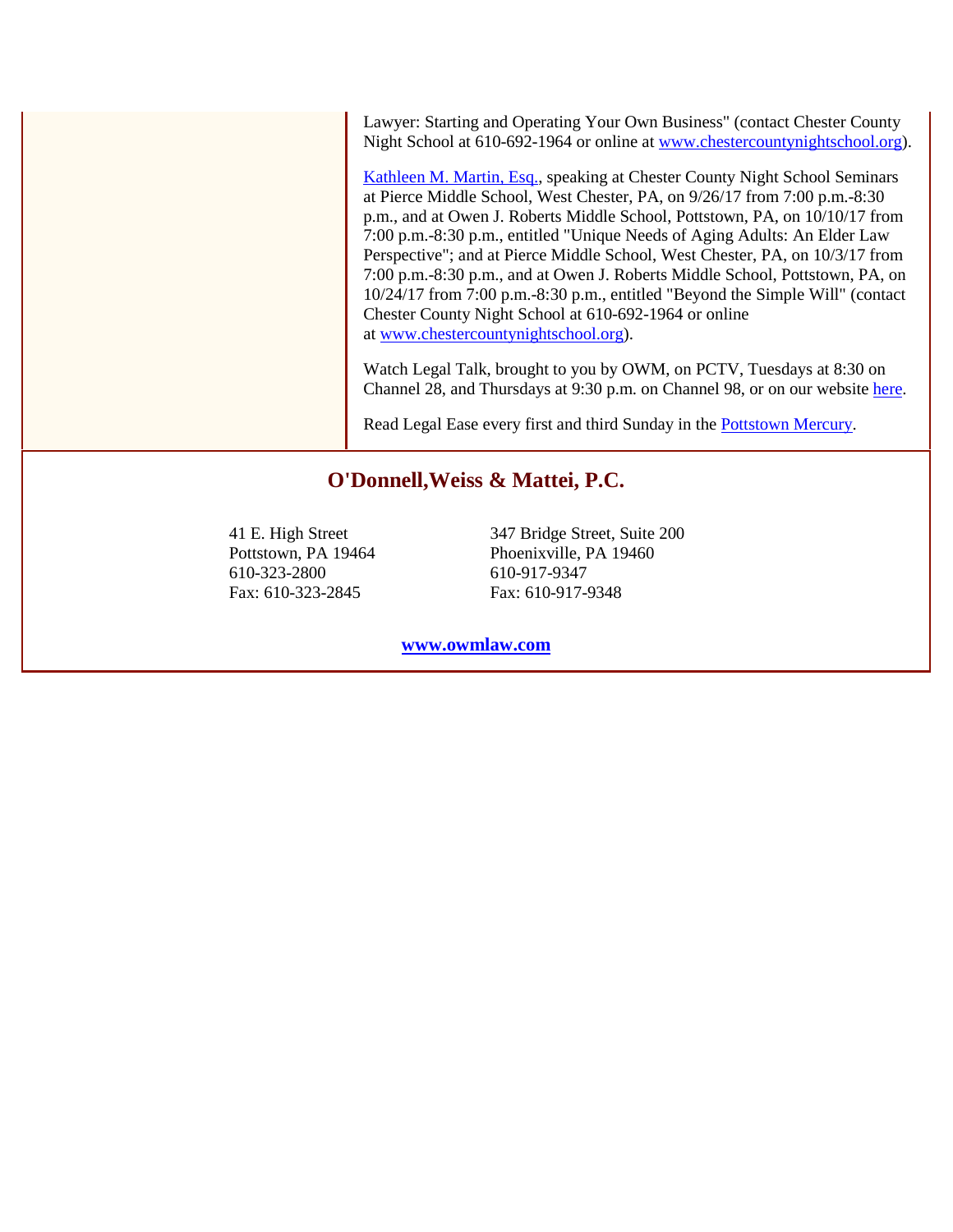Lawyer: Starting and Operating Your Own Business" (contact Chester County Night School at 610-692-1964 or online at www.chestercountynightschool.org).

Kathleen M. Martin, Esq., speaking at Chester County Night School Seminars at Pierce Middle School, West Chester, PA, on 9/26/17 from 7:00 p.m.-8:30 p.m., and at Owen J. Roberts Middle School, Pottstown, PA, on 10/10/17 from 7:00 p.m.-8:30 p.m., entitled "Unique Needs of Aging Adults: An Elder Law Perspective"; and at Pierce Middle School, West Chester, PA, on 10/3/17 from 7:00 p.m.-8:30 p.m., and at Owen J. Roberts Middle School, Pottstown, PA, on 10/24/17 from 7:00 p.m.-8:30 p.m., entitled "Beyond the Simple Will" (contact Chester County Night School at 610-692-1964 or online at www.chestercountynightschool.org).

Watch Legal Talk, brought to you by OWM, on PCTV, Tuesdays at 8:30 on Channel 28, and Thursdays at 9:30 p.m. on Channel 98, or on our website here.

Read Legal Ease every first and third Sunday in the Pottstown Mercury.

## O'Donnell,Weiss & Mattei, P.C.

41 E. High Street
Pottstown, PA 19464
610-323-2800
Fax: 610-323-2845

347 Bridge Street, Suite 200
Phoenixville, PA 19460
610-917-9347
Fax: 610-917-9348

**www.owmlaw.com**